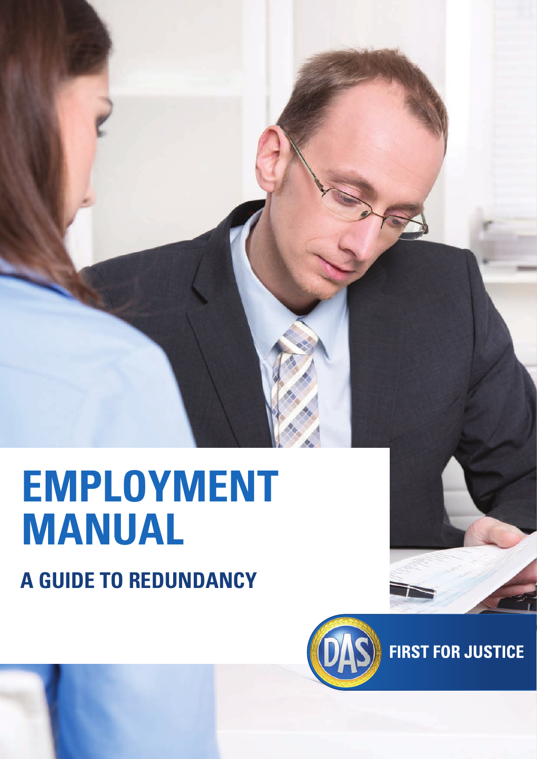# EMPLOYMENT MANUAL

## A GUIDE TO REDUNDANCY

DAS

FIRST FOR JUSTICE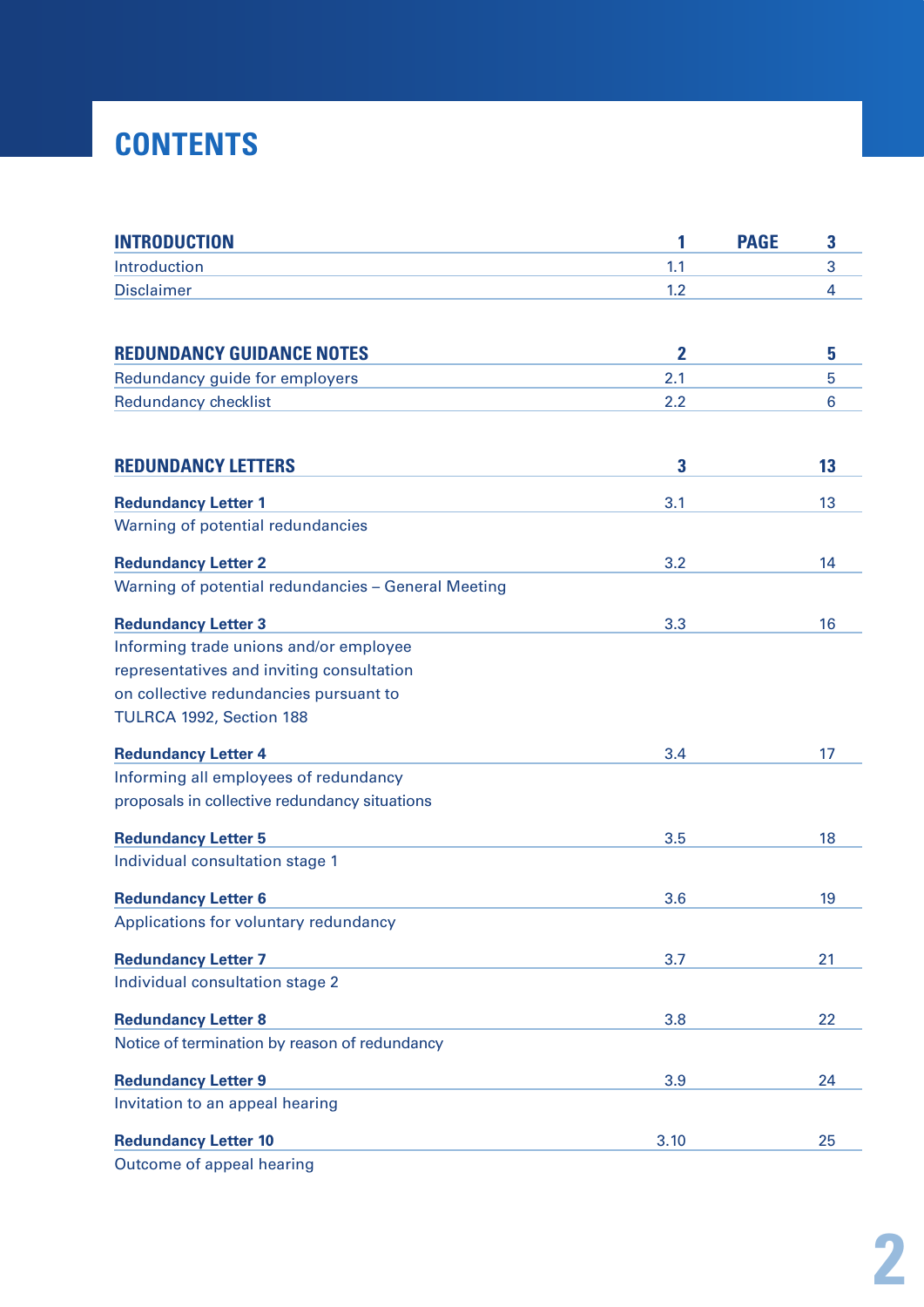# CONTENTS

| | Section | | Page |
|---|---|---|---|
| **INTRODUCTION** | **1** | **PAGE** | **3** |
| Introduction | 1.1 | | 3 |
| Disclaimer | 1.2 | | 4 |
| | | | |
| **REDUNDANCY GUIDANCE NOTES** | **2** | | **5** |
| Redundancy guide for employers | 2.1 | | 5 |
| Redundancy checklist | 2.2 | | 6 |
| | | | |
| **REDUNDANCY LETTERS** | **3** | | **13** |
| **Redundancy Letter 1** Warning of potential redundancies | 3.1 | | 13 |
| **Redundancy Letter 2** Warning of potential redundancies – General Meeting | 3.2 | | 14 |
| **Redundancy Letter 3** Informing trade unions and/or employee representatives and inviting consultation on collective redundancies pursuant to TULRCA 1992, Section 188 | 3.3 | | 16 |
| **Redundancy Letter 4** Informing all employees of redundancy proposals in collective redundancy situations | 3.4 | | 17 |
| **Redundancy Letter 5** Individual consultation stage 1 | 3.5 | | 18 |
| **Redundancy Letter 6** Applications for voluntary redundancy | 3.6 | | 19 |
| **Redundancy Letter 7** Individual consultation stage 2 | 3.7 | | 21 |
| **Redundancy Letter 8** Notice of termination by reason of redundancy | 3.8 | | 22 |
| **Redundancy Letter 9** Invitation to an appeal hearing | 3.9 | | 24 |
| **Redundancy Letter 10** Outcome of appeal hearing | 3.10 | | 25 |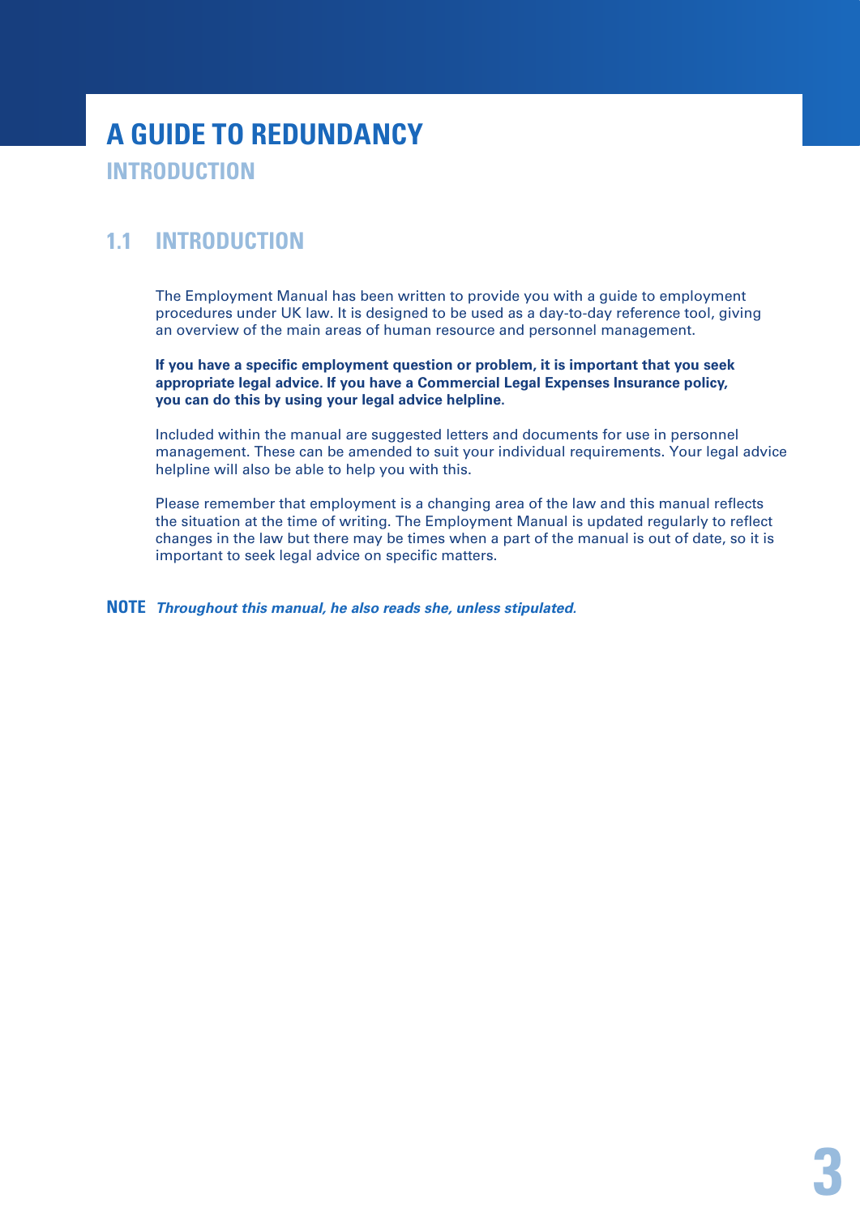# A GUIDE TO REDUNDANCY

## INTRODUCTION

### 1.1 INTRODUCTION

The Employment Manual has been written to provide you with a guide to employment procedures under UK law. It is designed to be used as a day-to-day reference tool, giving an overview of the main areas of human resource and personnel management.

**If you have a specific employment question or problem, it is important that you seek appropriate legal advice. If you have a Commercial Legal Expenses Insurance policy, you can do this by using your legal advice helpline.**

Included within the manual are suggested letters and documents for use in personnel management. These can be amended to suit your individual requirements. Your legal advice helpline will also be able to help you with this.

Please remember that employment is a changing area of the law and this manual reflects the situation at the time of writing. The Employment Manual is updated regularly to reflect changes in the law but there may be times when a part of the manual is out of date, so it is important to seek legal advice on specific matters.

**NOTE** ***Throughout this manual, he also reads she, unless stipulated.***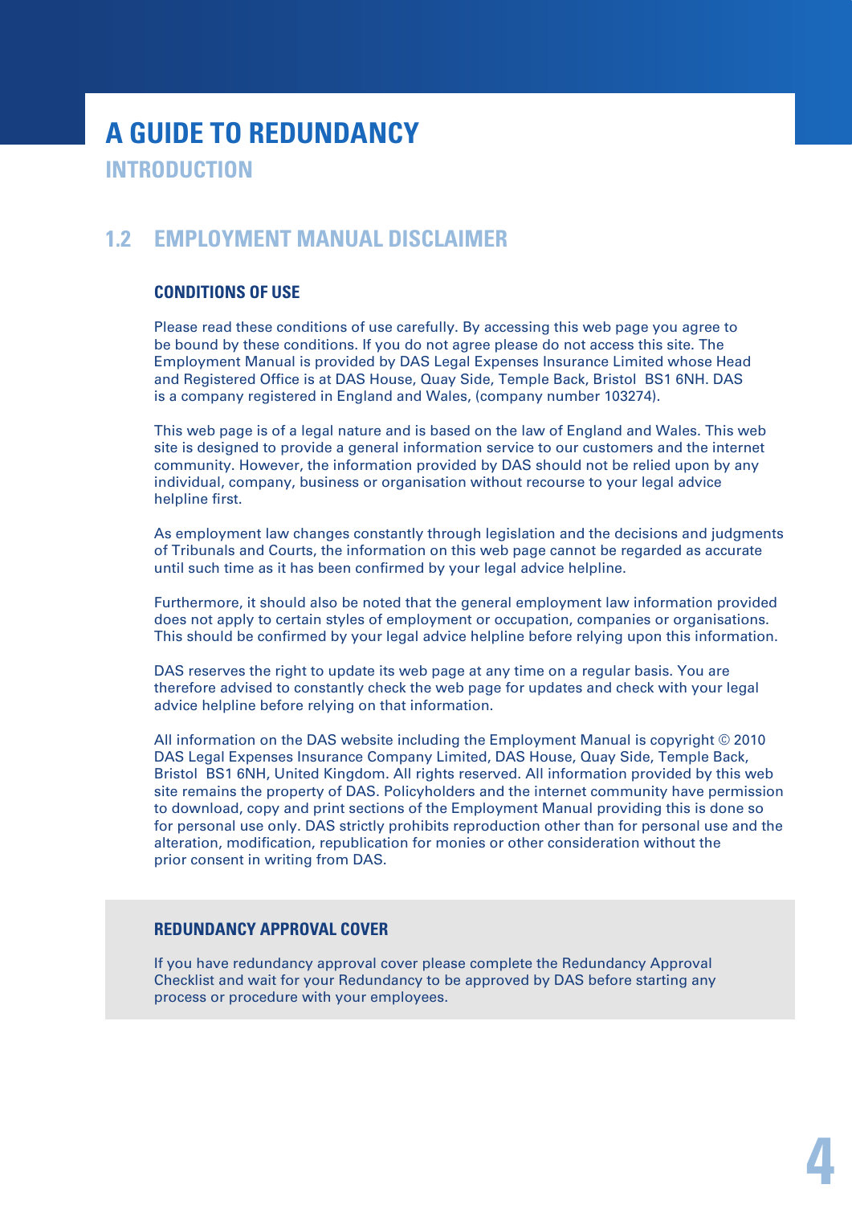# A GUIDE TO REDUNDANCY

## INTRODUCTION

## 1.2 EMPLOYMENT MANUAL DISCLAIMER

### CONDITIONS OF USE

Please read these conditions of use carefully. By accessing this web page you agree to be bound by these conditions. If you do not agree please do not access this site. The Employment Manual is provided by DAS Legal Expenses Insurance Limited whose Head and Registered Office is at DAS House, Quay Side, Temple Back, Bristol BS1 6NH. DAS is a company registered in England and Wales, (company number 103274).

This web page is of a legal nature and is based on the law of England and Wales. This web site is designed to provide a general information service to our customers and the internet community. However, the information provided by DAS should not be relied upon by any individual, company, business or organisation without recourse to your legal advice helpline first.

As employment law changes constantly through legislation and the decisions and judgments of Tribunals and Courts, the information on this web page cannot be regarded as accurate until such time as it has been confirmed by your legal advice helpline.

Furthermore, it should also be noted that the general employment law information provided does not apply to certain styles of employment or occupation, companies or organisations. This should be confirmed by your legal advice helpline before relying upon this information.

DAS reserves the right to update its web page at any time on a regular basis. You are therefore advised to constantly check the web page for updates and check with your legal advice helpline before relying on that information.

All information on the DAS website including the Employment Manual is copyright © 2010 DAS Legal Expenses Insurance Company Limited, DAS House, Quay Side, Temple Back, Bristol BS1 6NH, United Kingdom. All rights reserved. All information provided by this web site remains the property of DAS. Policyholders and the internet community have permission to download, copy and print sections of the Employment Manual providing this is done so for personal use only. DAS strictly prohibits reproduction other than for personal use and the alteration, modification, republication for monies or other consideration without the prior consent in writing from DAS.

### REDUNDANCY APPROVAL COVER

If you have redundancy approval cover please complete the Redundancy Approval Checklist and wait for your Redundancy to be approved by DAS before starting any process or procedure with your employees.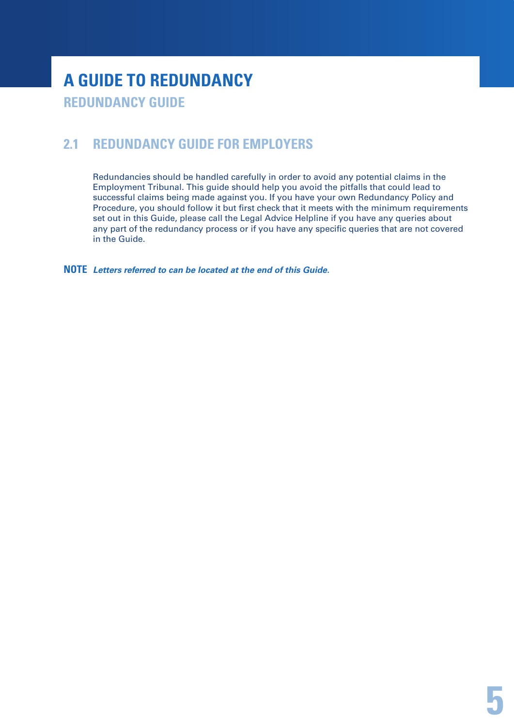# A GUIDE TO REDUNDANCY

## REDUNDANCY GUIDE

### 2.1 REDUNDANCY GUIDE FOR EMPLOYERS

Redundancies should be handled carefully in order to avoid any potential claims in the Employment Tribunal. This guide should help you avoid the pitfalls that could lead to successful claims being made against you. If you have your own Redundancy Policy and Procedure, you should follow it but first check that it meets with the minimum requirements set out in this Guide, please call the Legal Advice Helpline if you have any queries about any part of the redundancy process or if you have any specific queries that are not covered in the Guide.

**NOTE** ***Letters referred to can be located at the end of this Guide.***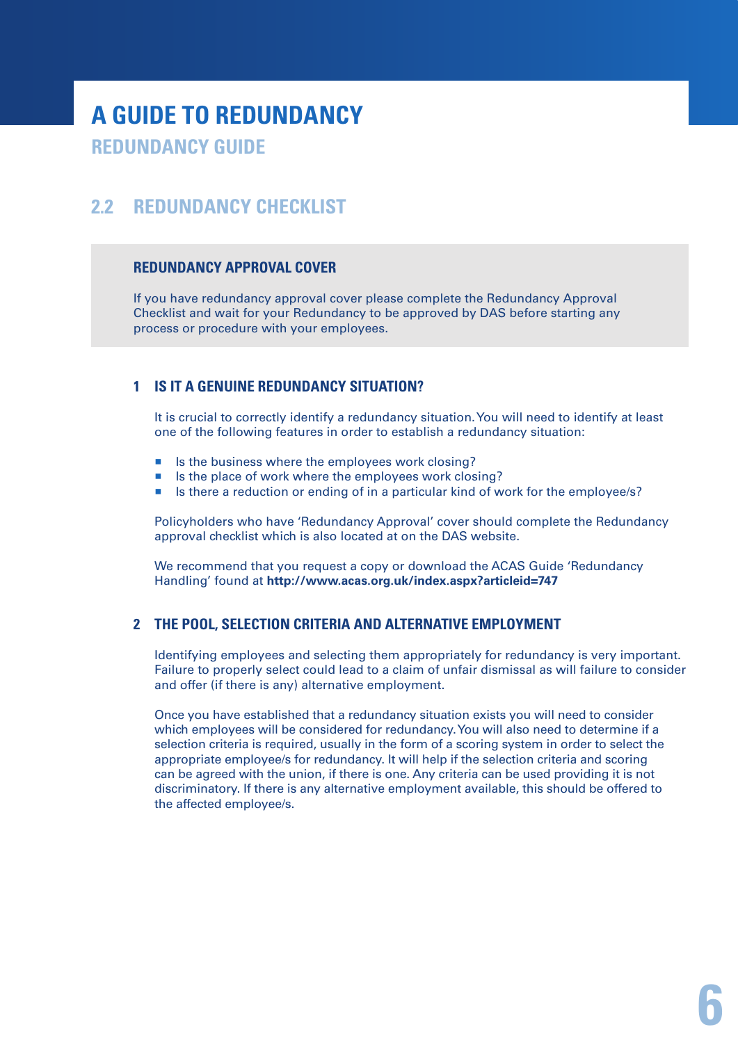# A GUIDE TO REDUNDANCY

## REDUNDANCY GUIDE

## 2.2 REDUNDANCY CHECKLIST

### REDUNDANCY APPROVAL COVER

If you have redundancy approval cover please complete the Redundancy Approval Checklist and wait for your Redundancy to be approved by DAS before starting any process or procedure with your employees.

### 1 IS IT A GENUINE REDUNDANCY SITUATION?

It is crucial to correctly identify a redundancy situation. You will need to identify at least one of the following features in order to establish a redundancy situation:

- Is the business where the employees work closing?
- Is the place of work where the employees work closing?
- Is there a reduction or ending of in a particular kind of work for the employee/s?

Policyholders who have 'Redundancy Approval' cover should complete the Redundancy approval checklist which is also located at on the DAS website.

We recommend that you request a copy or download the ACAS Guide 'Redundancy Handling' found at **http://www.acas.org.uk/index.aspx?articleid=747**

### 2 THE POOL, SELECTION CRITERIA AND ALTERNATIVE EMPLOYMENT

Identifying employees and selecting them appropriately for redundancy is very important. Failure to properly select could lead to a claim of unfair dismissal as will failure to consider and offer (if there is any) alternative employment.

Once you have established that a redundancy situation exists you will need to consider which employees will be considered for redundancy. You will also need to determine if a selection criteria is required, usually in the form of a scoring system in order to select the appropriate employee/s for redundancy. It will help if the selection criteria and scoring can be agreed with the union, if there is one. Any criteria can be used providing it is not discriminatory. If there is any alternative employment available, this should be offered to the affected employee/s.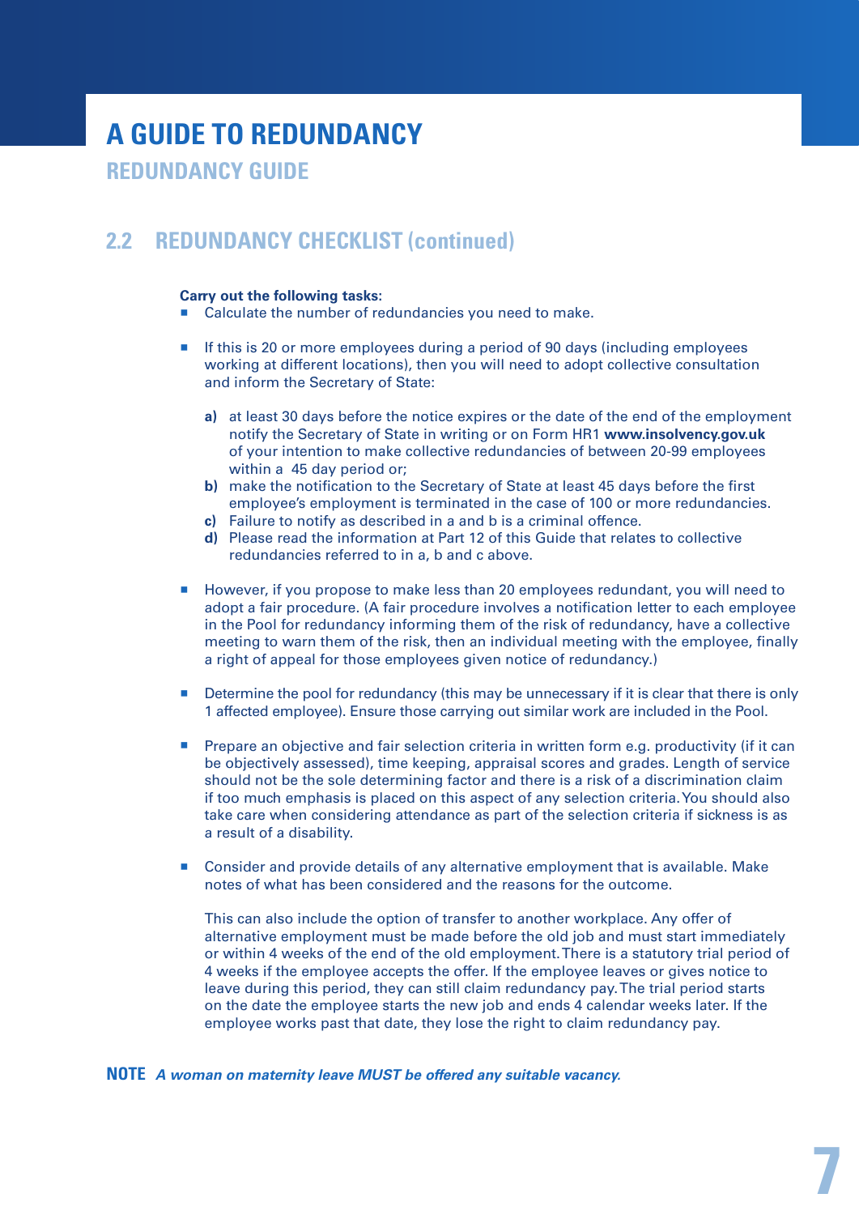# A GUIDE TO REDUNDANCY

## REDUNDANCY GUIDE

## 2.2 REDUNDANCY CHECKLIST (continued)

**Carry out the following tasks:**

- Calculate the number of redundancies you need to make.

- If this is 20 or more employees during a period of 90 days (including employees working at different locations), then you will need to adopt collective consultation and inform the Secretary of State:

  **a)** at least 30 days before the notice expires or the date of the end of the employment notify the Secretary of State in writing or on Form HR1 **www.insolvency.gov.uk** of your intention to make collective redundancies of between 20-99 employees within a 45 day period or;
  **b)** make the notification to the Secretary of State at least 45 days before the first employee's employment is terminated in the case of 100 or more redundancies.
  **c)** Failure to notify as described in a and b is a criminal offence.
  **d)** Please read the information at Part 12 of this Guide that relates to collective redundancies referred to in a, b and c above.

- However, if you propose to make less than 20 employees redundant, you will need to adopt a fair procedure. (A fair procedure involves a notification letter to each employee in the Pool for redundancy informing them of the risk of redundancy, have a collective meeting to warn them of the risk, then an individual meeting with the employee, finally a right of appeal for those employees given notice of redundancy.)

- Determine the pool for redundancy (this may be unnecessary if it is clear that there is only 1 affected employee). Ensure those carrying out similar work are included in the Pool.

- Prepare an objective and fair selection criteria in written form e.g. productivity (if it can be objectively assessed), time keeping, appraisal scores and grades. Length of service should not be the sole determining factor and there is a risk of a discrimination claim if too much emphasis is placed on this aspect of any selection criteria. You should also take care when considering attendance as part of the selection criteria if sickness is as a result of a disability.

- Consider and provide details of any alternative employment that is available. Make notes of what has been considered and the reasons for the outcome.

  This can also include the option of transfer to another workplace. Any offer of alternative employment must be made before the old job and must start immediately or within 4 weeks of the end of the old employment. There is a statutory trial period of 4 weeks if the employee accepts the offer. If the employee leaves or gives notice to leave during this period, they can still claim redundancy pay. The trial period starts on the date the employee starts the new job and ends 4 calendar weeks later. If the employee works past that date, they lose the right to claim redundancy pay.

**NOTE** ***A woman on maternity leave MUST be offered any suitable vacancy.***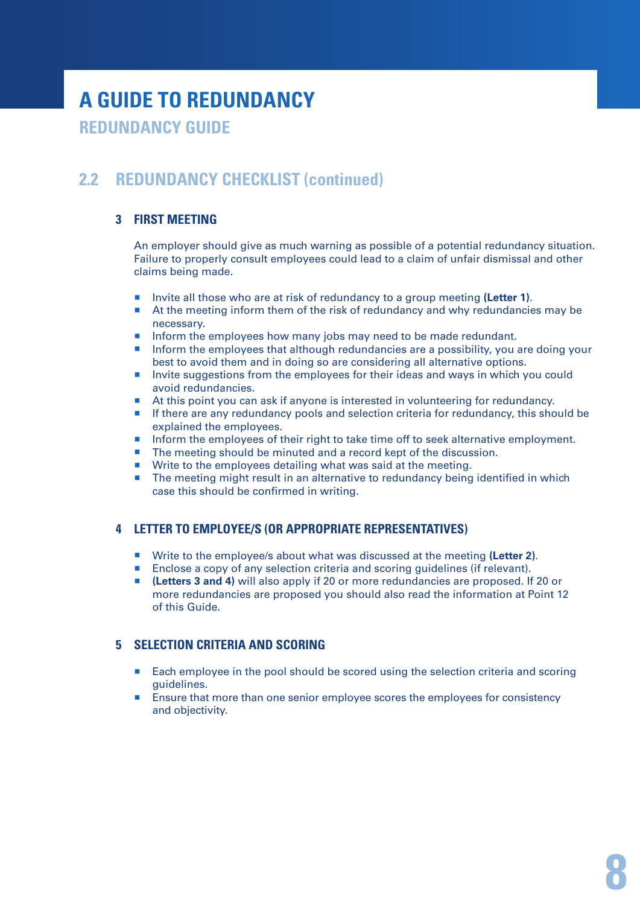# A GUIDE TO REDUNDANCY

## REDUNDANCY GUIDE

## 2.2 REDUNDANCY CHECKLIST (continued)

### 3 FIRST MEETING

An employer should give as much warning as possible of a potential redundancy situation. Failure to properly consult employees could lead to a claim of unfair dismissal and other claims being made.

- Invite all those who are at risk of redundancy to a group meeting **(Letter 1)**.
- At the meeting inform them of the risk of redundancy and why redundancies may be necessary.
- Inform the employees how many jobs may need to be made redundant.
- Inform the employees that although redundancies are a possibility, you are doing your best to avoid them and in doing so are considering all alternative options.
- Invite suggestions from the employees for their ideas and ways in which you could avoid redundancies.
- At this point you can ask if anyone is interested in volunteering for redundancy.
- If there are any redundancy pools and selection criteria for redundancy, this should be explained the employees.
- Inform the employees of their right to take time off to seek alternative employment.
- The meeting should be minuted and a record kept of the discussion.
- Write to the employees detailing what was said at the meeting.
- The meeting might result in an alternative to redundancy being identified in which case this should be confirmed in writing.

### 4 LETTER TO EMPLOYEE/S (OR APPROPRIATE REPRESENTATIVES)

- Write to the employee/s about what was discussed at the meeting **(Letter 2)**.
- Enclose a copy of any selection criteria and scoring guidelines (if relevant).
- **(Letters 3 and 4)** will also apply if 20 or more redundancies are proposed. If 20 or more redundancies are proposed you should also read the information at Point 12 of this Guide.

### 5 SELECTION CRITERIA AND SCORING

- Each employee in the pool should be scored using the selection criteria and scoring guidelines.
- Ensure that more than one senior employee scores the employees for consistency and objectivity.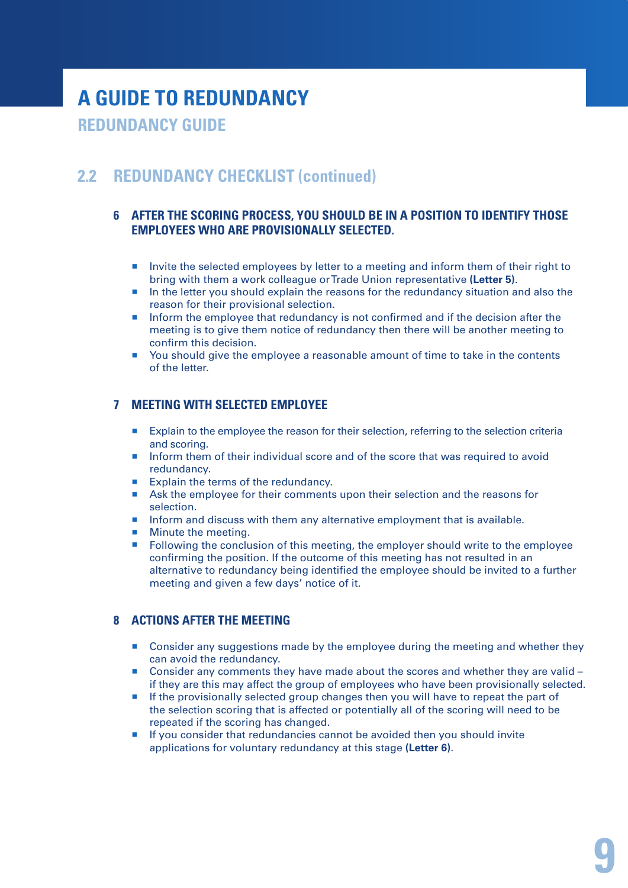# A GUIDE TO REDUNDANCY

## REDUNDANCY GUIDE

## 2.2 REDUNDANCY CHECKLIST (continued)

### 6 AFTER THE SCORING PROCESS, YOU SHOULD BE IN A POSITION TO IDENTIFY THOSE EMPLOYEES WHO ARE PROVISIONALLY SELECTED.

- Invite the selected employees by letter to a meeting and inform them of their right to bring with them a work colleague or Trade Union representative **(Letter 5)**.
- In the letter you should explain the reasons for the redundancy situation and also the reason for their provisional selection.
- Inform the employee that redundancy is not confirmed and if the decision after the meeting is to give them notice of redundancy then there will be another meeting to confirm this decision.
- You should give the employee a reasonable amount of time to take in the contents of the letter.

### 7 MEETING WITH SELECTED EMPLOYEE

- Explain to the employee the reason for their selection, referring to the selection criteria and scoring.
- Inform them of their individual score and of the score that was required to avoid redundancy.
- Explain the terms of the redundancy.
- Ask the employee for their comments upon their selection and the reasons for selection.
- Inform and discuss with them any alternative employment that is available.
- Minute the meeting.
- Following the conclusion of this meeting, the employer should write to the employee confirming the position. If the outcome of this meeting has not resulted in an alternative to redundancy being identified the employee should be invited to a further meeting and given a few days' notice of it.

### 8 ACTIONS AFTER THE MEETING

- Consider any suggestions made by the employee during the meeting and whether they can avoid the redundancy.
- Consider any comments they have made about the scores and whether they are valid – if they are this may affect the group of employees who have been provisionally selected.
- If the provisionally selected group changes then you will have to repeat the part of the selection scoring that is affected or potentially all of the scoring will need to be repeated if the scoring has changed.
- If you consider that redundancies cannot be avoided then you should invite applications for voluntary redundancy at this stage **(Letter 6)**.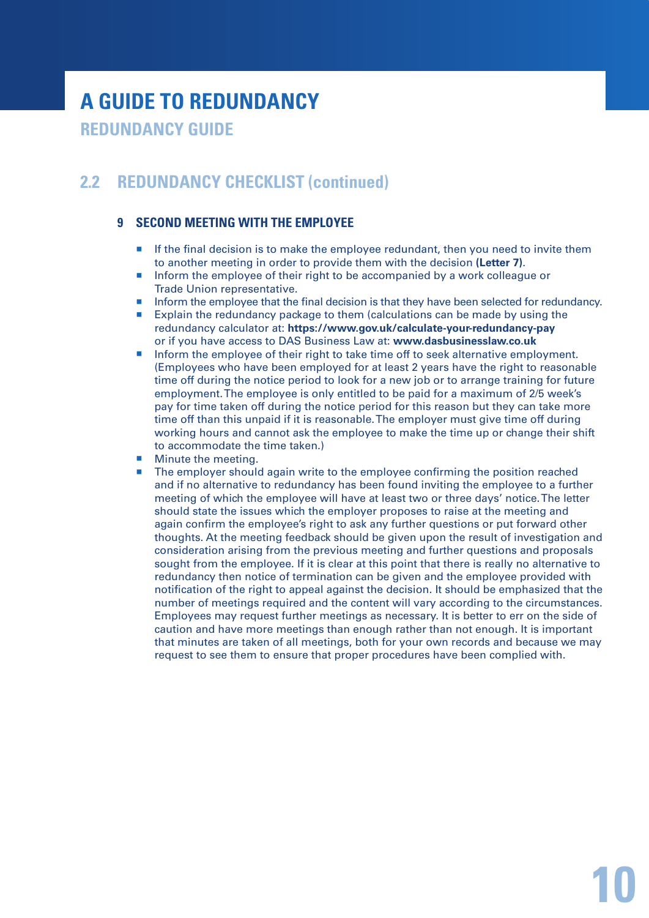# A GUIDE TO REDUNDANCY

## REDUNDANCY GUIDE

## 2.2 REDUNDANCY CHECKLIST (continued)

### 9 SECOND MEETING WITH THE EMPLOYEE

- If the final decision is to make the employee redundant, then you need to invite them to another meeting in order to provide them with the decision **(Letter 7)**.
- Inform the employee of their right to be accompanied by a work colleague or Trade Union representative.
- Inform the employee that the final decision is that they have been selected for redundancy.
- Explain the redundancy package to them (calculations can be made by using the redundancy calculator at: **https://www.gov.uk/calculate-your-redundancy-pay** or if you have access to DAS Business Law at: **www.dasbusinesslaw.co.uk**
- Inform the employee of their right to take time off to seek alternative employment. (Employees who have been employed for at least 2 years have the right to reasonable time off during the notice period to look for a new job or to arrange training for future employment. The employee is only entitled to be paid for a maximum of 2/5 week's pay for time taken off during the notice period for this reason but they can take more time off than this unpaid if it is reasonable. The employer must give time off during working hours and cannot ask the employee to make the time up or change their shift to accommodate the time taken.)
- Minute the meeting.
- The employer should again write to the employee confirming the position reached and if no alternative to redundancy has been found inviting the employee to a further meeting of which the employee will have at least two or three days' notice. The letter should state the issues which the employer proposes to raise at the meeting and again confirm the employee's right to ask any further questions or put forward other thoughts. At the meeting feedback should be given upon the result of investigation and consideration arising from the previous meeting and further questions and proposals sought from the employee. If it is clear at this point that there is really no alternative to redundancy then notice of termination can be given and the employee provided with notification of the right to appeal against the decision. It should be emphasized that the number of meetings required and the content will vary according to the circumstances. Employees may request further meetings as necessary. It is better to err on the side of caution and have more meetings than enough rather than not enough. It is important that minutes are taken of all meetings, both for your own records and because we may request to see them to ensure that proper procedures have been complied with.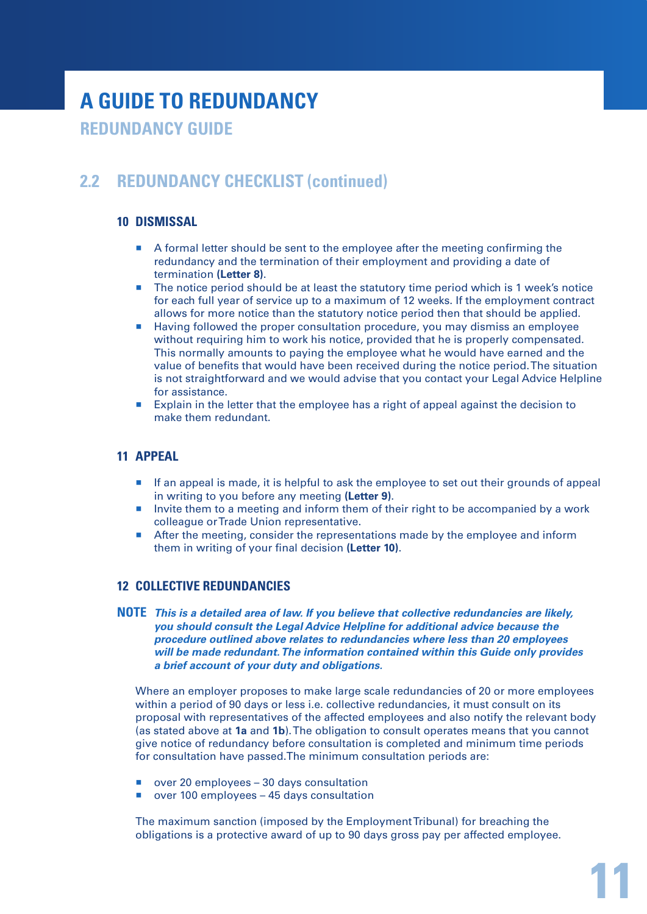# A GUIDE TO REDUNDANCY

## REDUNDANCY GUIDE

## 2.2 REDUNDANCY CHECKLIST (continued)

### 10 DISMISSAL

- A formal letter should be sent to the employee after the meeting confirming the redundancy and the termination of their employment and providing a date of termination **(Letter 8)**.
- The notice period should be at least the statutory time period which is 1 week's notice for each full year of service up to a maximum of 12 weeks. If the employment contract allows for more notice than the statutory notice period then that should be applied.
- Having followed the proper consultation procedure, you may dismiss an employee without requiring him to work his notice, provided that he is properly compensated. This normally amounts to paying the employee what he would have earned and the value of benefits that would have been received during the notice period. The situation is not straightforward and we would advise that you contact your Legal Advice Helpline for assistance.
- Explain in the letter that the employee has a right of appeal against the decision to make them redundant.

### 11 APPEAL

- If an appeal is made, it is helpful to ask the employee to set out their grounds of appeal in writing to you before any meeting **(Letter 9)**.
- Invite them to a meeting and inform them of their right to be accompanied by a work colleague or Trade Union representative.
- After the meeting, consider the representations made by the employee and inform them in writing of your final decision **(Letter 10)**.

### 12 COLLECTIVE REDUNDANCIES

**NOTE** ***This is a detailed area of law. If you believe that collective redundancies are likely, you should consult the Legal Advice Helpline for additional advice because the procedure outlined above relates to redundancies where less than 20 employees will be made redundant. The information contained within this Guide only provides a brief account of your duty and obligations.***

Where an employer proposes to make large scale redundancies of 20 or more employees within a period of 90 days or less i.e. collective redundancies, it must consult on its proposal with representatives of the affected employees and also notify the relevant body (as stated above at **1a** and **1b**). The obligation to consult operates means that you cannot give notice of redundancy before consultation is completed and minimum time periods for consultation have passed. The minimum consultation periods are:

- over 20 employees – 30 days consultation
- over 100 employees – 45 days consultation

The maximum sanction (imposed by the Employment Tribunal) for breaching the obligations is a protective award of up to 90 days gross pay per affected employee.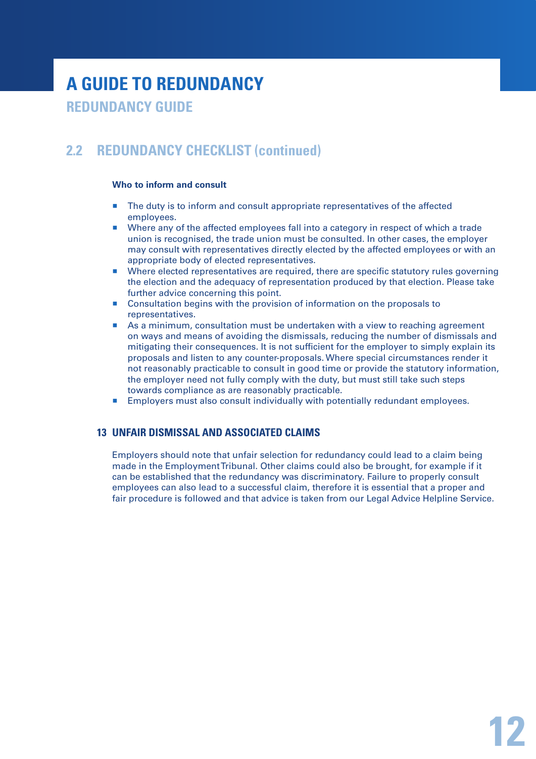# A GUIDE TO REDUNDANCY

## REDUNDANCY GUIDE

## 2.2 REDUNDANCY CHECKLIST (continued)

**Who to inform and consult**

- The duty is to inform and consult appropriate representatives of the affected employees.
- Where any of the affected employees fall into a category in respect of which a trade union is recognised, the trade union must be consulted. In other cases, the employer may consult with representatives directly elected by the affected employees or with an appropriate body of elected representatives.
- Where elected representatives are required, there are specific statutory rules governing the election and the adequacy of representation produced by that election. Please take further advice concerning this point.
- Consultation begins with the provision of information on the proposals to representatives.
- As a minimum, consultation must be undertaken with a view to reaching agreement on ways and means of avoiding the dismissals, reducing the number of dismissals and mitigating their consequences. It is not sufficient for the employer to simply explain its proposals and listen to any counter-proposals. Where special circumstances render it not reasonably practicable to consult in good time or provide the statutory information, the employer need not fully comply with the duty, but must still take such steps towards compliance as are reasonably practicable.
- Employers must also consult individually with potentially redundant employees.

### 13 UNFAIR DISMISSAL AND ASSOCIATED CLAIMS

Employers should note that unfair selection for redundancy could lead to a claim being made in the Employment Tribunal. Other claims could also be brought, for example if it can be established that the redundancy was discriminatory. Failure to properly consult employees can also lead to a successful claim, therefore it is essential that a proper and fair procedure is followed and that advice is taken from our Legal Advice Helpline Service.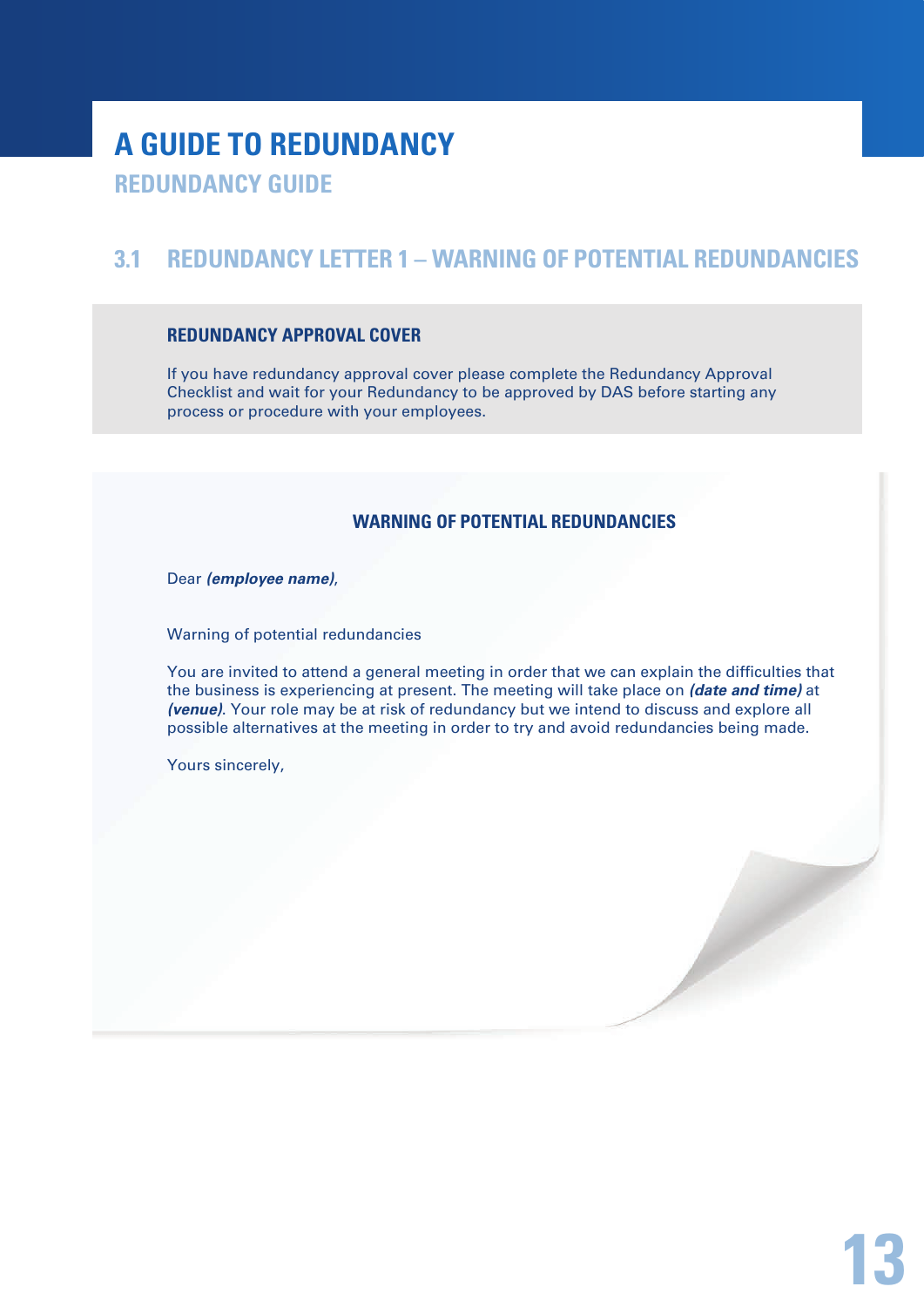# A GUIDE TO REDUNDANCY

## REDUNDANCY GUIDE

## 3.1 REDUNDANCY LETTER 1 – WARNING OF POTENTIAL REDUNDANCIES

### REDUNDANCY APPROVAL COVER

If you have redundancy approval cover please complete the Redundancy Approval Checklist and wait for your Redundancy to be approved by DAS before starting any process or procedure with your employees.

### WARNING OF POTENTIAL REDUNDANCIES

Dear ***(employee name)***,

Warning of potential redundancies

You are invited to attend a general meeting in order that we can explain the difficulties that the business is experiencing at present. The meeting will take place on ***(date and time)*** at ***(venue)***. Your role may be at risk of redundancy but we intend to discuss and explore all possible alternatives at the meeting in order to try and avoid redundancies being made.

Yours sincerely,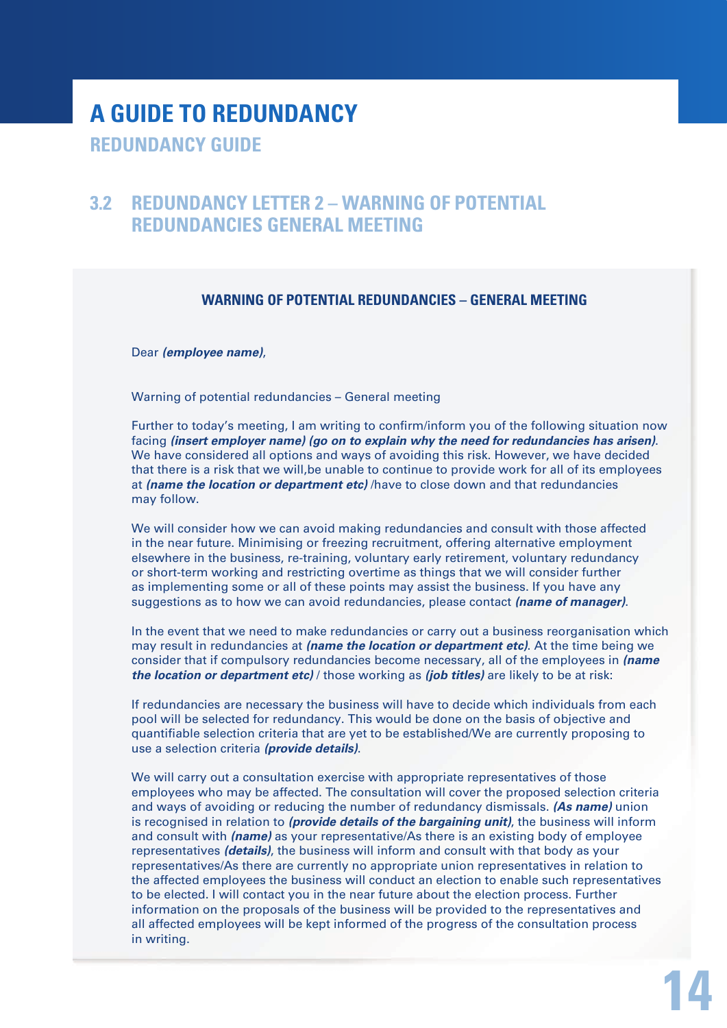# A GUIDE TO REDUNDANCY

## REDUNDANCY GUIDE

## 3.2 REDUNDANCY LETTER 2 – WARNING OF POTENTIAL REDUNDANCIES GENERAL MEETING

**WARNING OF POTENTIAL REDUNDANCIES – GENERAL MEETING**

Dear ***(employee name)***,

Warning of potential redundancies – General meeting

Further to today's meeting, I am writing to confirm/inform you of the following situation now facing ***(insert employer name) (go on to explain why the need for redundancies has arisen)***. We have considered all options and ways of avoiding this risk. However, we have decided that there is a risk that we will,be unable to continue to provide work for all of its employees at ***(name the location or department etc)*** /have to close down and that redundancies may follow.

We will consider how we can avoid making redundancies and consult with those affected in the near future. Minimising or freezing recruitment, offering alternative employment elsewhere in the business, re-training, voluntary early retirement, voluntary redundancy or short-term working and restricting overtime as things that we will consider further as implementing some or all of these points may assist the business. If you have any suggestions as to how we can avoid redundancies, please contact ***(name of manager)***.

In the event that we need to make redundancies or carry out a business reorganisation which may result in redundancies at ***(name the location or department etc)***. At the time being we consider that if compulsory redundancies become necessary, all of the employees in ***(name the location or department etc)*** / those working as ***(job titles)*** are likely to be at risk:

If redundancies are necessary the business will have to decide which individuals from each pool will be selected for redundancy. This would be done on the basis of objective and quantifiable selection criteria that are yet to be established/We are currently proposing to use a selection criteria ***(provide details)***.

We will carry out a consultation exercise with appropriate representatives of those employees who may be affected. The consultation will cover the proposed selection criteria and ways of avoiding or reducing the number of redundancy dismissals. ***(As name)*** union is recognised in relation to ***(provide details of the bargaining unit)***, the business will inform and consult with ***(name)*** as your representative/As there is an existing body of employee representatives ***(details)***, the business will inform and consult with that body as your representatives/As there are currently no appropriate union representatives in relation to the affected employees the business will conduct an election to enable such representatives to be elected. I will contact you in the near future about the election process. Further information on the proposals of the business will be provided to the representatives and all affected employees will be kept informed of the progress of the consultation process in writing.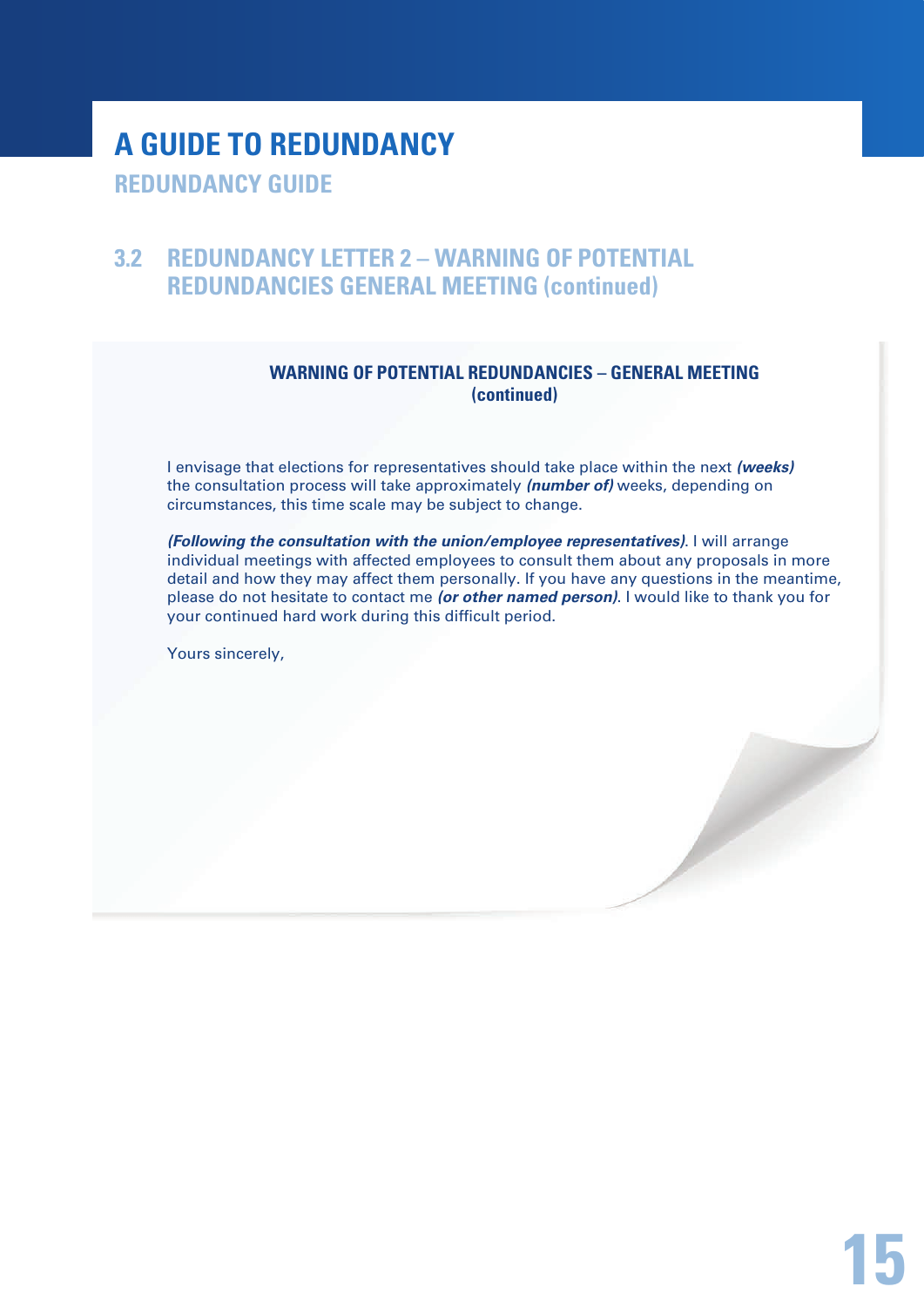# A GUIDE TO REDUNDANCY

## REDUNDANCY GUIDE

## 3.2 REDUNDANCY LETTER 2 – WARNING OF POTENTIAL REDUNDANCIES GENERAL MEETING (continued)

**WARNING OF POTENTIAL REDUNDANCIES – GENERAL MEETING (continued)**

I envisage that elections for representatives should take place within the next ***(weeks)*** the consultation process will take approximately ***(number of)*** weeks, depending on circumstances, this time scale may be subject to change.

***(Following the consultation with the union/employee representatives)***. I will arrange individual meetings with affected employees to consult them about any proposals in more detail and how they may affect them personally. If you have any questions in the meantime, please do not hesitate to contact me ***(or other named person)***. I would like to thank you for your continued hard work during this difficult period.

Yours sincerely,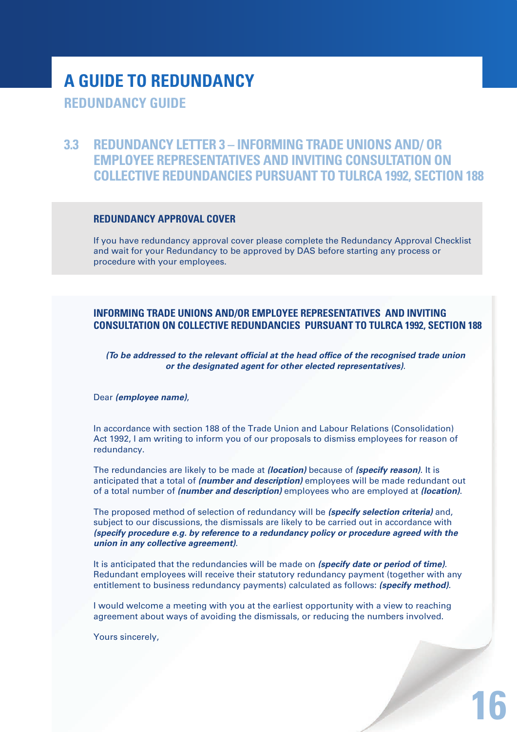# A GUIDE TO REDUNDANCY

## REDUNDANCY GUIDE

## 3.3 REDUNDANCY LETTER 3 – INFORMING TRADE UNIONS AND/ OR EMPLOYEE REPRESENTATIVES AND INVITING CONSULTATION ON COLLECTIVE REDUNDANCIES PURSUANT TO TULRCA 1992, SECTION 188

### REDUNDANCY APPROVAL COVER

If you have redundancy approval cover please complete the Redundancy Approval Checklist and wait for your Redundancy to be approved by DAS before starting any process or procedure with your employees.

### INFORMING TRADE UNIONS AND/OR EMPLOYEE REPRESENTATIVES AND INVITING CONSULTATION ON COLLECTIVE REDUNDANCIES PURSUANT TO TULRCA 1992, SECTION 188

***(To be addressed to the relevant official at the head office of the recognised trade union or the designated agent for other elected representatives)***.

Dear ***(employee name)***,

In accordance with section 188 of the Trade Union and Labour Relations (Consolidation) Act 1992, I am writing to inform you of our proposals to dismiss employees for reason of redundancy.

The redundancies are likely to be made at ***(location)*** because of ***(specify reason)***. It is anticipated that a total of ***(number and description)*** employees will be made redundant out of a total number of ***(number and description)*** employees who are employed at ***(location)***.

The proposed method of selection of redundancy will be ***(specify selection criteria)*** and, subject to our discussions, the dismissals are likely to be carried out in accordance with ***(specify procedure e.g. by reference to a redundancy policy or procedure agreed with the union in any collective agreement)***.

It is anticipated that the redundancies will be made on ***(specify date or period of time)***. Redundant employees will receive their statutory redundancy payment (together with any entitlement to business redundancy payments) calculated as follows: ***(specify method)***.

I would welcome a meeting with you at the earliest opportunity with a view to reaching agreement about ways of avoiding the dismissals, or reducing the numbers involved.

Yours sincerely,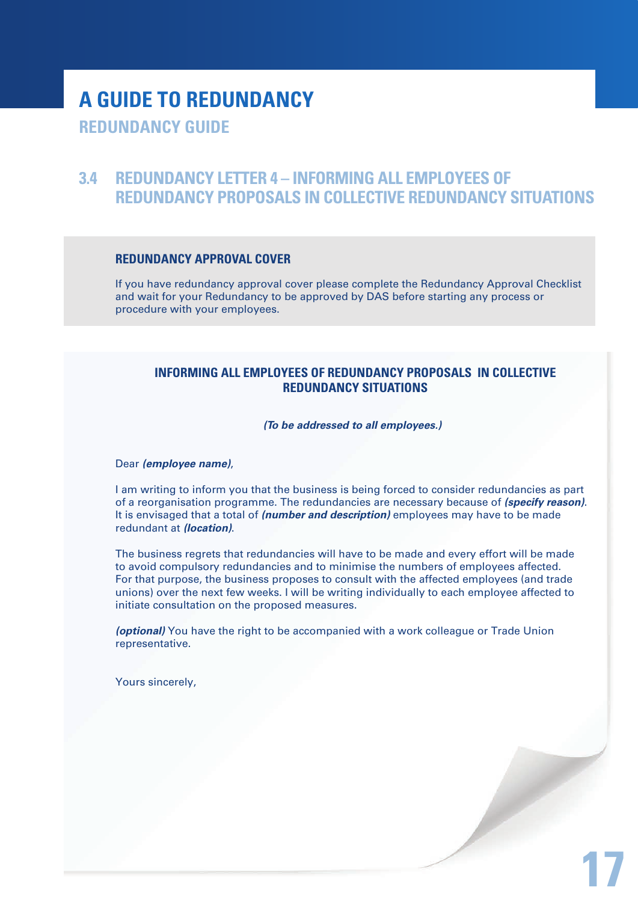# A GUIDE TO REDUNDANCY

## REDUNDANCY GUIDE

## 3.4 REDUNDANCY LETTER 4 – INFORMING ALL EMPLOYEES OF REDUNDANCY PROPOSALS IN COLLECTIVE REDUNDANCY SITUATIONS

### REDUNDANCY APPROVAL COVER

If you have redundancy approval cover please complete the Redundancy Approval Checklist and wait for your Redundancy to be approved by DAS before starting any process or procedure with your employees.

### INFORMING ALL EMPLOYEES OF REDUNDANCY PROPOSALS IN COLLECTIVE REDUNDANCY SITUATIONS

***(To be addressed to all employees.)***

Dear ***(employee name)***,

I am writing to inform you that the business is being forced to consider redundancies as part of a reorganisation programme. The redundancies are necessary because of ***(specify reason)***. It is envisaged that a total of ***(number and description)*** employees may have to be made redundant at ***(location)***.

The business regrets that redundancies will have to be made and every effort will be made to avoid compulsory redundancies and to minimise the numbers of employees affected. For that purpose, the business proposes to consult with the affected employees (and trade unions) over the next few weeks. I will be writing individually to each employee affected to initiate consultation on the proposed measures.

***(optional)*** You have the right to be accompanied with a work colleague or Trade Union representative.

Yours sincerely,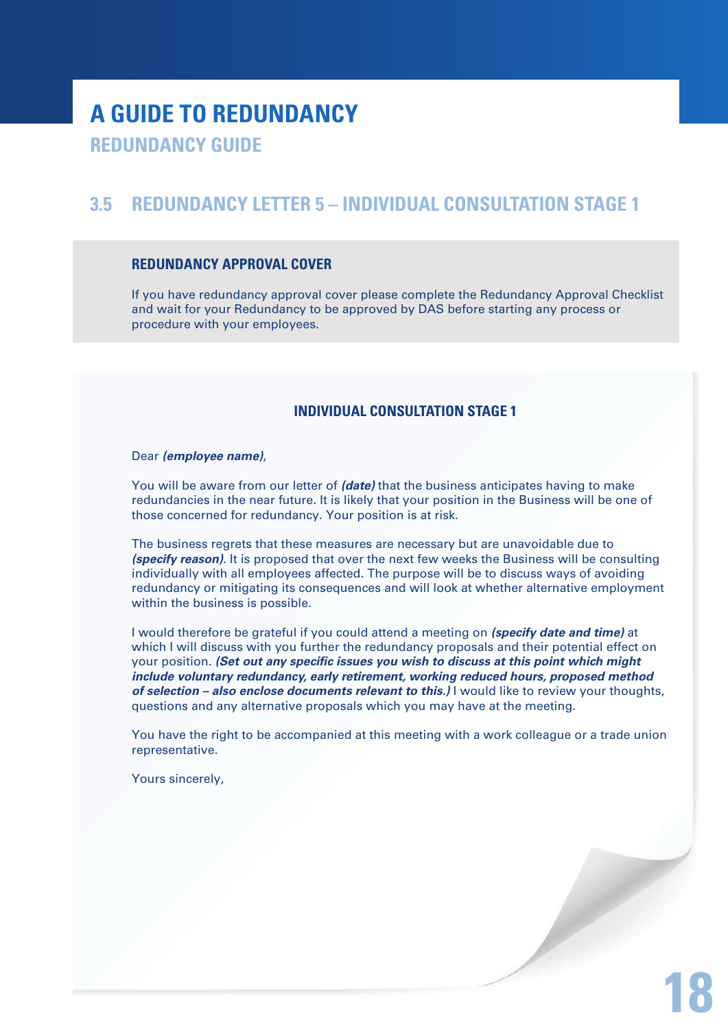# A GUIDE TO REDUNDANCY

## REDUNDANCY GUIDE

## 3.5 REDUNDANCY LETTER 5 – INDIVIDUAL CONSULTATION STAGE 1

### REDUNDANCY APPROVAL COVER

If you have redundancy approval cover please complete the Redundancy Approval Checklist and wait for your Redundancy to be approved by DAS before starting any process or procedure with your employees.

### INDIVIDUAL CONSULTATION STAGE 1

Dear ***(employee name)***,

You will be aware from our letter of ***(date)*** that the business anticipates having to make redundancies in the near future. It is likely that your position in the Business will be one of those concerned for redundancy. Your position is at risk.

The business regrets that these measures are necessary but are unavoidable due to ***(specify reason)***. It is proposed that over the next few weeks the Business will be consulting individually with all employees affected. The purpose will be to discuss ways of avoiding redundancy or mitigating its consequences and will look at whether alternative employment within the business is possible.

I would therefore be grateful if you could attend a meeting on ***(specify date and time)*** at which I will discuss with you further the redundancy proposals and their potential effect on your position. ***(Set out any specific issues you wish to discuss at this point which might include voluntary redundancy, early retirement, working reduced hours, proposed method of selection – also enclose documents relevant to this.)*** I would like to review your thoughts, questions and any alternative proposals which you may have at the meeting.

You have the right to be accompanied at this meeting with a work colleague or a trade union representative.

Yours sincerely,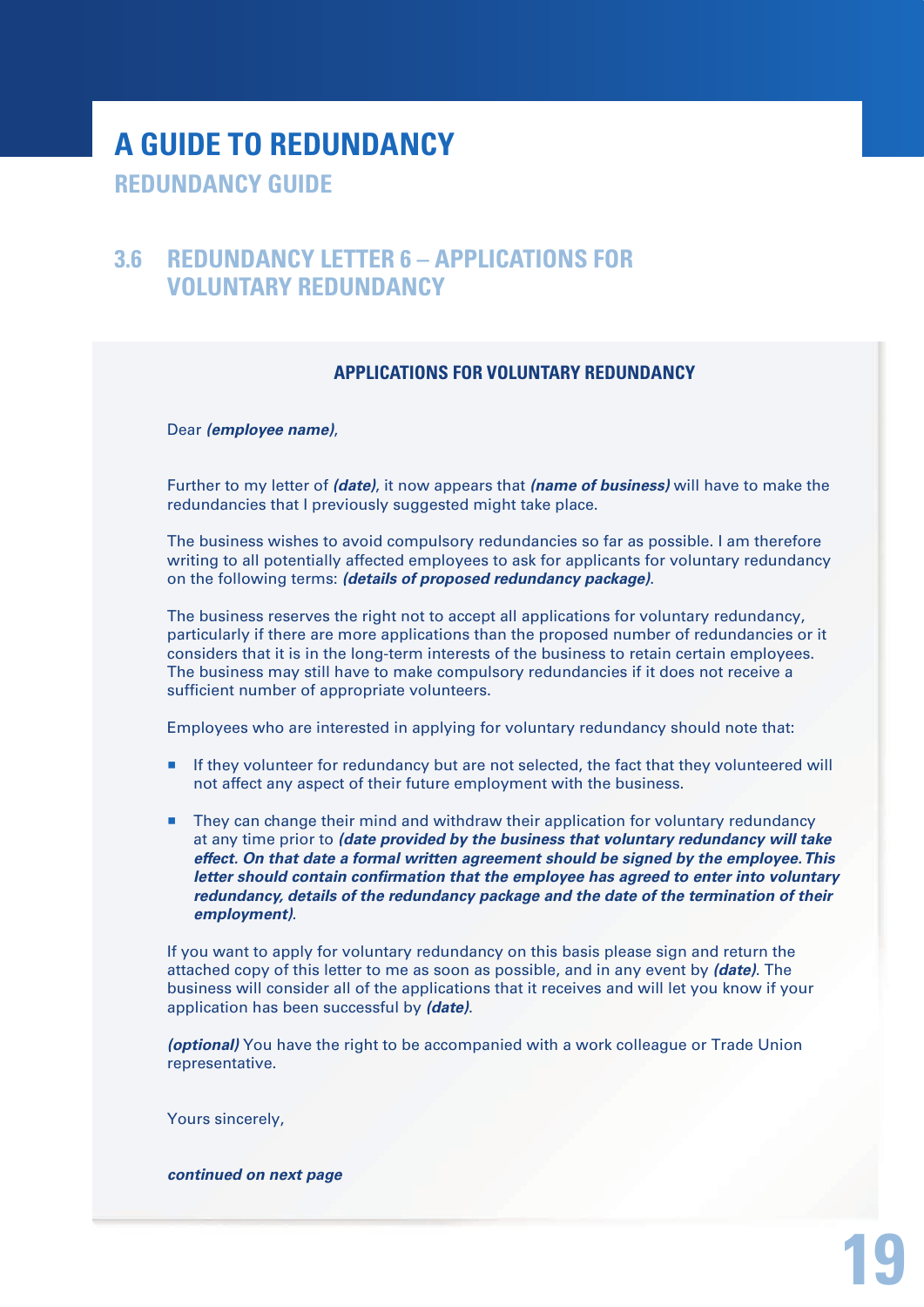# A GUIDE TO REDUNDANCY

## REDUNDANCY GUIDE

## 3.6 REDUNDANCY LETTER 6 – APPLICATIONS FOR VOLUNTARY REDUNDANCY

**APPLICATIONS FOR VOLUNTARY REDUNDANCY**

Dear ***(employee name)***,

Further to my letter of ***(date)***, it now appears that ***(name of business)*** will have to make the redundancies that I previously suggested might take place.

The business wishes to avoid compulsory redundancies so far as possible. I am therefore writing to all potentially affected employees to ask for applicants for voluntary redundancy on the following terms: ***(details of proposed redundancy package)***.

The business reserves the right not to accept all applications for voluntary redundancy, particularly if there are more applications than the proposed number of redundancies or it considers that it is in the long-term interests of the business to retain certain employees. The business may still have to make compulsory redundancies if it does not receive a sufficient number of appropriate volunteers.

Employees who are interested in applying for voluntary redundancy should note that:

- If they volunteer for redundancy but are not selected, the fact that they volunteered will not affect any aspect of their future employment with the business.
- They can change their mind and withdraw their application for voluntary redundancy at any time prior to ***(date provided by the business that voluntary redundancy will take effect. On that date a formal written agreement should be signed by the employee. This letter should contain confirmation that the employee has agreed to enter into voluntary redundancy, details of the redundancy package and the date of the termination of their employment)***.

If you want to apply for voluntary redundancy on this basis please sign and return the attached copy of this letter to me as soon as possible, and in any event by ***(date)***. The business will consider all of the applications that it receives and will let you know if your application has been successful by ***(date)***.

***(optional)*** You have the right to be accompanied with a work colleague or Trade Union representative.

Yours sincerely,

***continued on next page***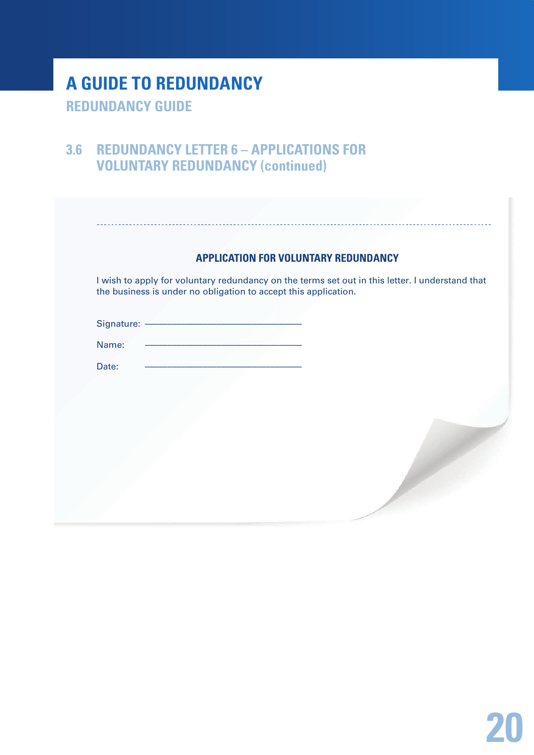# A GUIDE TO REDUNDANCY

## REDUNDANCY GUIDE

### 3.6 REDUNDANCY LETTER 6 – APPLICATIONS FOR VOLUNTARY REDUNDANCY (continued)

---

**APPLICATION FOR VOLUNTARY REDUNDANCY**

I wish to apply for voluntary redundancy on the terms set out in this letter. I understand that the business is under no obligation to accept this application.

Signature: ______________________________

Name: ______________________________

Date: ______________________________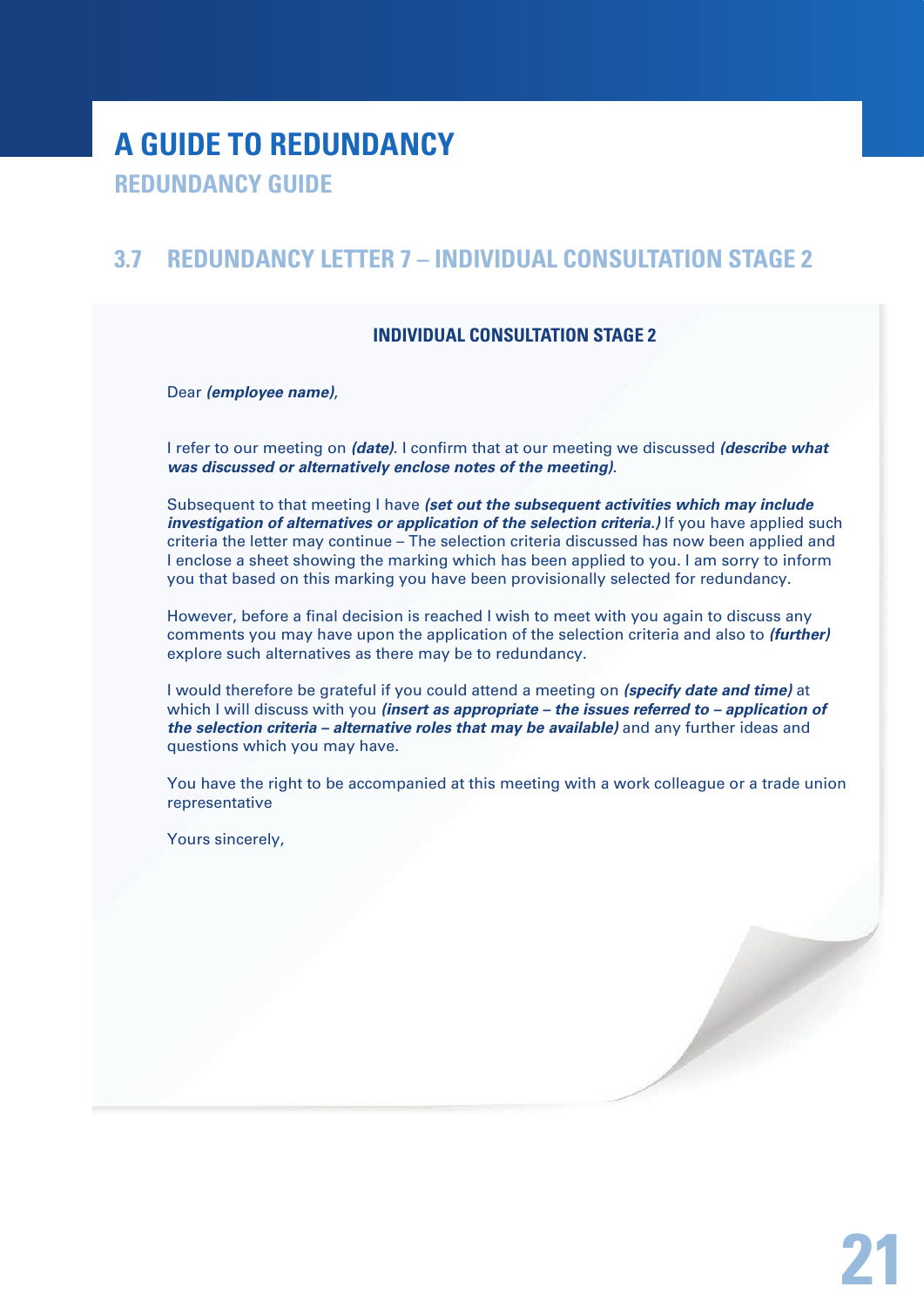# A GUIDE TO REDUNDANCY

## REDUNDANCY GUIDE

## 3.7 REDUNDANCY LETTER 7 – INDIVIDUAL CONSULTATION STAGE 2

**INDIVIDUAL CONSULTATION STAGE 2**

Dear ***(employee name)***,

I refer to our meeting on ***(date)***. I confirm that at our meeting we discussed ***(describe what was discussed or alternatively enclose notes of the meeting)***.

Subsequent to that meeting I have ***(set out the subsequent activities which may include investigation of alternatives or application of the selection criteria.)*** If you have applied such criteria the letter may continue – The selection criteria discussed has now been applied and I enclose a sheet showing the marking which has been applied to you. I am sorry to inform you that based on this marking you have been provisionally selected for redundancy.

However, before a final decision is reached I wish to meet with you again to discuss any comments you may have upon the application of the selection criteria and also to ***(further)*** explore such alternatives as there may be to redundancy.

I would therefore be grateful if you could attend a meeting on ***(specify date and time)*** at which I will discuss with you ***(insert as appropriate – the issues referred to – application of the selection criteria – alternative roles that may be available)*** and any further ideas and questions which you may have.

You have the right to be accompanied at this meeting with a work colleague or a trade union representative

Yours sincerely,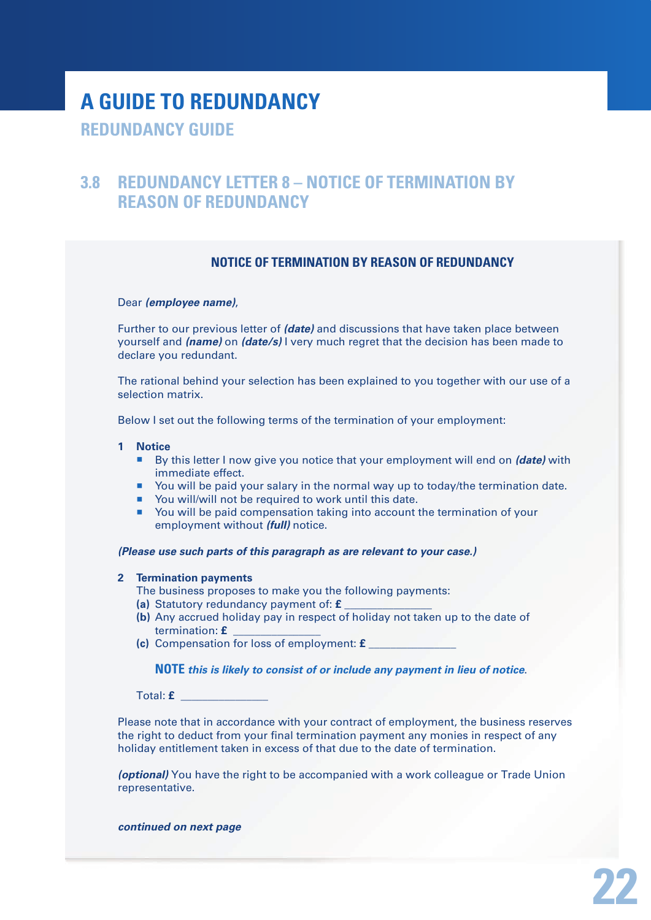# A GUIDE TO REDUNDANCY

## REDUNDANCY GUIDE

## 3.8 REDUNDANCY LETTER 8 – NOTICE OF TERMINATION BY REASON OF REDUNDANCY

### NOTICE OF TERMINATION BY REASON OF REDUNDANCY

Dear ***(employee name)***,

Further to our previous letter of ***(date)*** and discussions that have taken place between yourself and ***(name)*** on ***(date/s)*** I very much regret that the decision has been made to declare you redundant.

The rational behind your selection has been explained to you together with our use of a selection matrix.

Below I set out the following terms of the termination of your employment:

**1 Notice**

- By this letter I now give you notice that your employment will end on ***(date)*** with immediate effect.
- You will be paid your salary in the normal way up to today/the termination date.
- You will/will not be required to work until this date.
- You will be paid compensation taking into account the termination of your employment without ***(full)*** notice.

***(Please use such parts of this paragraph as are relevant to your case.)***

**2 Termination payments**

The business proposes to make you the following payments:

**(a)** Statutory redundancy payment of: **£** _______________

**(b)** Any accrued holiday pay in respect of holiday not taken up to the date of termination: **£** _______________

**(c)** Compensation for loss of employment: **£** _______________

**NOTE** ***this is likely to consist of or include any payment in lieu of notice***.

Total: **£** _______________

Please note that in accordance with your contract of employment, the business reserves the right to deduct from your final termination payment any monies in respect of any holiday entitlement taken in excess of that due to the date of termination.

***(optional)*** You have the right to be accompanied with a work colleague or Trade Union representative.

***continued on next page***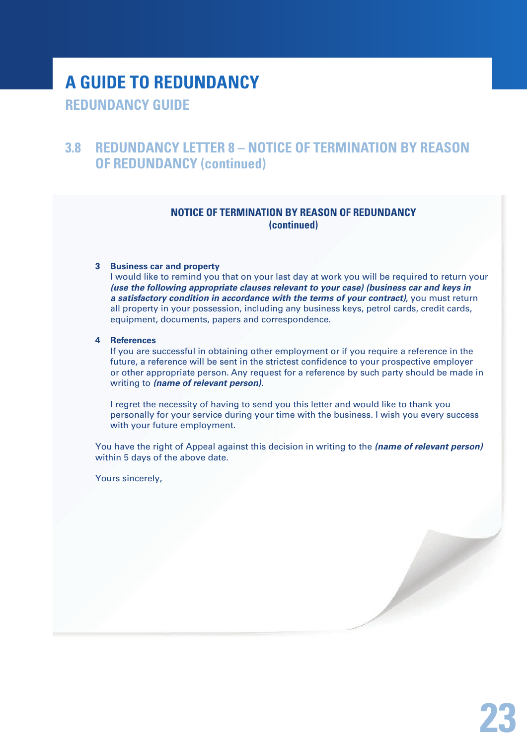# A GUIDE TO REDUNDANCY

## REDUNDANCY GUIDE

## 3.8 REDUNDANCY LETTER 8 – NOTICE OF TERMINATION BY REASON OF REDUNDANCY (continued)

**NOTICE OF TERMINATION BY REASON OF REDUNDANCY (continued)**

**3 Business car and property**

I would like to remind you that on your last day at work you will be required to return your ***(use the following appropriate clauses relevant to your case) (business car and keys in a satisfactory condition in accordance with the terms of your contract)***, you must return all property in your possession, including any business keys, petrol cards, credit cards, equipment, documents, papers and correspondence.

**4 References**

If you are successful in obtaining other employment or if you require a reference in the future, a reference will be sent in the strictest confidence to your prospective employer or other appropriate person. Any request for a reference by such party should be made in writing to ***(name of relevant person)***.

I regret the necessity of having to send you this letter and would like to thank you personally for your service during your time with the business. I wish you every success with your future employment.

You have the right of Appeal against this decision in writing to the ***(name of relevant person)*** within 5 days of the above date.

Yours sincerely,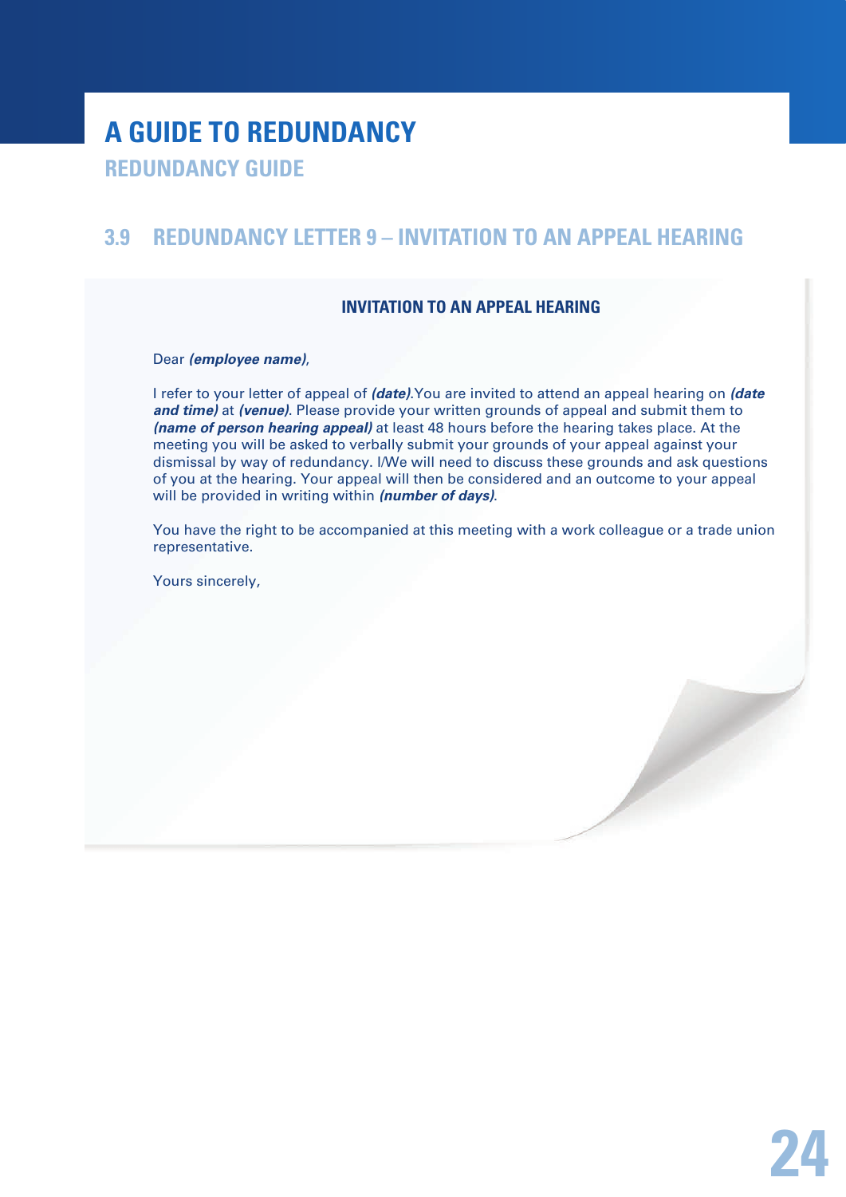# A GUIDE TO REDUNDANCY

## REDUNDANCY GUIDE

## 3.9 REDUNDANCY LETTER 9 – INVITATION TO AN APPEAL HEARING

### INVITATION TO AN APPEAL HEARING

Dear ***(employee name)***,

I refer to your letter of appeal of ***(date)***.You are invited to attend an appeal hearing on ***(date and time)*** at ***(venue)***. Please provide your written grounds of appeal and submit them to ***(name of person hearing appeal)*** at least 48 hours before the hearing takes place. At the meeting you will be asked to verbally submit your grounds of your appeal against your dismissal by way of redundancy. I/We will need to discuss these grounds and ask questions of you at the hearing. Your appeal will then be considered and an outcome to your appeal will be provided in writing within ***(number of days)***.

You have the right to be accompanied at this meeting with a work colleague or a trade union representative.

Yours sincerely,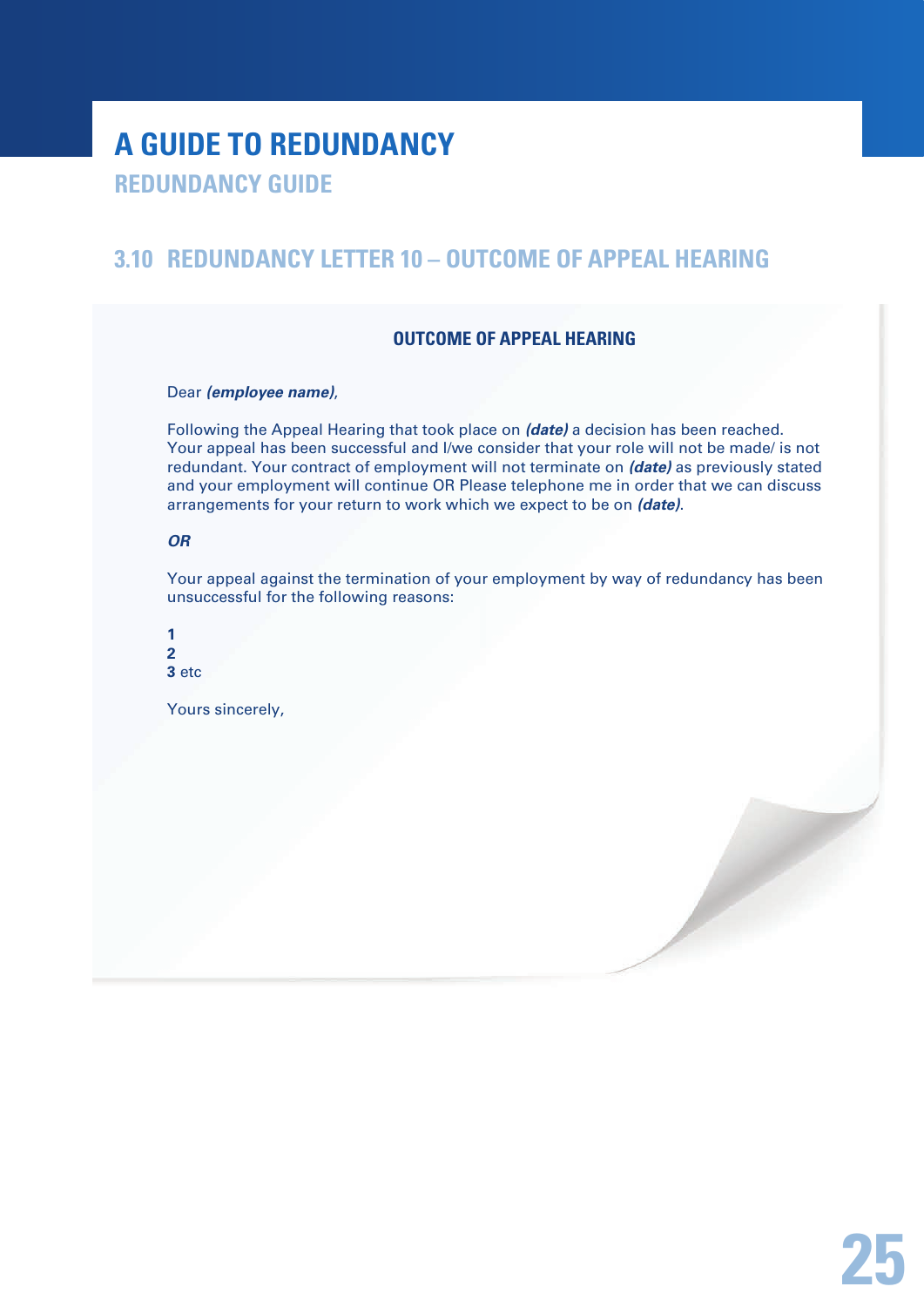# A GUIDE TO REDUNDANCY

## REDUNDANCY GUIDE

## 3.10 REDUNDANCY LETTER 10 – OUTCOME OF APPEAL HEARING

### OUTCOME OF APPEAL HEARING

Dear ***(employee name)***,

Following the Appeal Hearing that took place on ***(date)*** a decision has been reached. Your appeal has been successful and I/we consider that your role will not be made/ is not redundant. Your contract of employment will not terminate on ***(date)*** as previously stated and your employment will continue OR Please telephone me in order that we can discuss arrangements for your return to work which we expect to be on ***(date)***.

***OR***

Your appeal against the termination of your employment by way of redundancy has been unsuccessful for the following reasons:

**1**
**2**
**3** etc

Yours sincerely,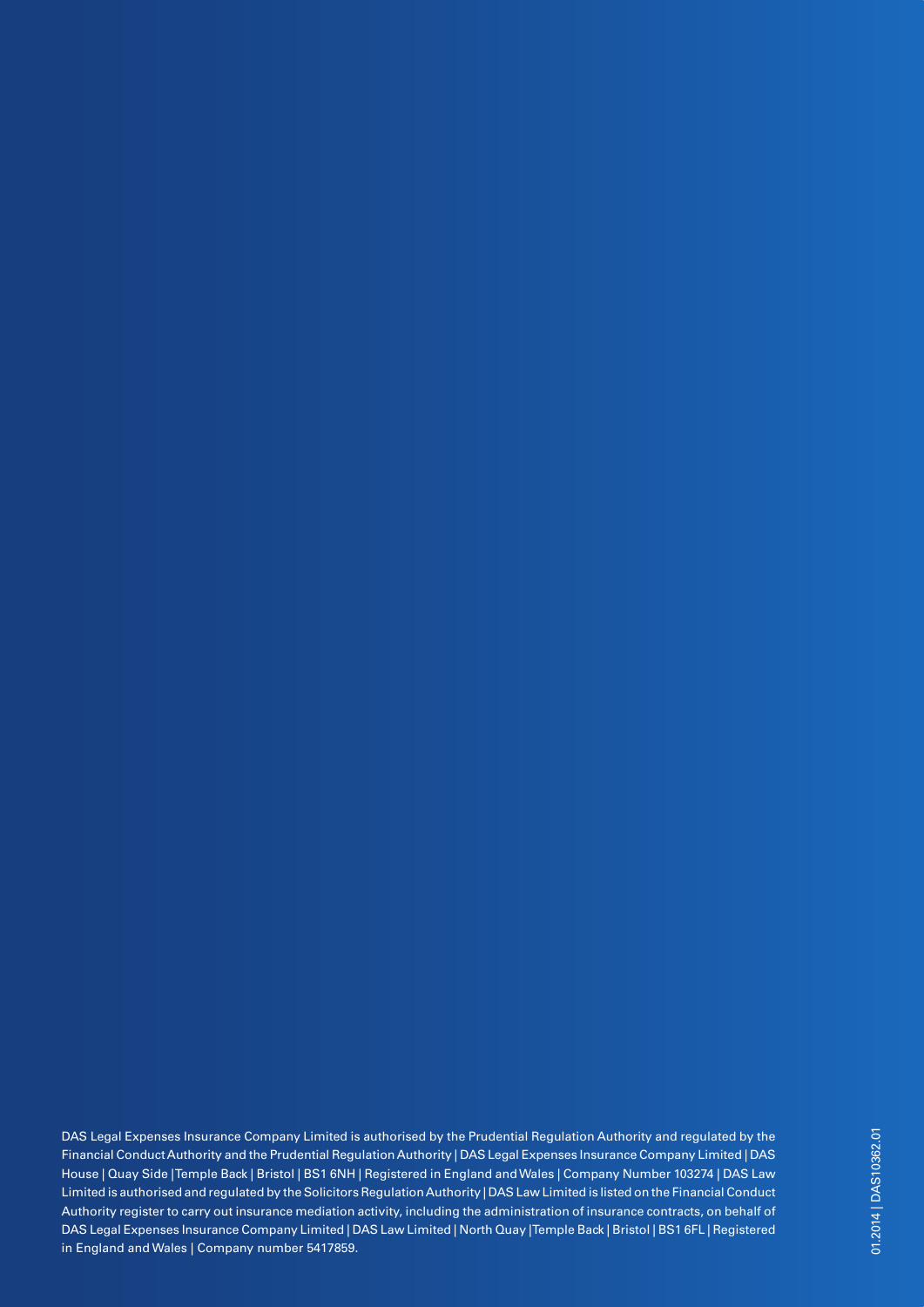DAS Legal Expenses Insurance Company Limited is authorised by the Prudential Regulation Authority and regulated by the Financial Conduct Authority and the Prudential Regulation Authority | DAS Legal Expenses Insurance Company Limited | DAS House | Quay Side |Temple Back | Bristol | BS1 6NH | Registered in England and Wales | Company Number 103274 | DAS Law Limited is authorised and regulated by the Solicitors Regulation Authority | DAS Law Limited is listed on the Financial Conduct Authority register to carry out insurance mediation activity, including the administration of insurance contracts, on behalf of DAS Legal Expenses Insurance Company Limited | DAS Law Limited | North Quay |Temple Back | Bristol | BS1 6FL | Registered in England and Wales | Company number 5417859.

01.2014 | DAS10362.01